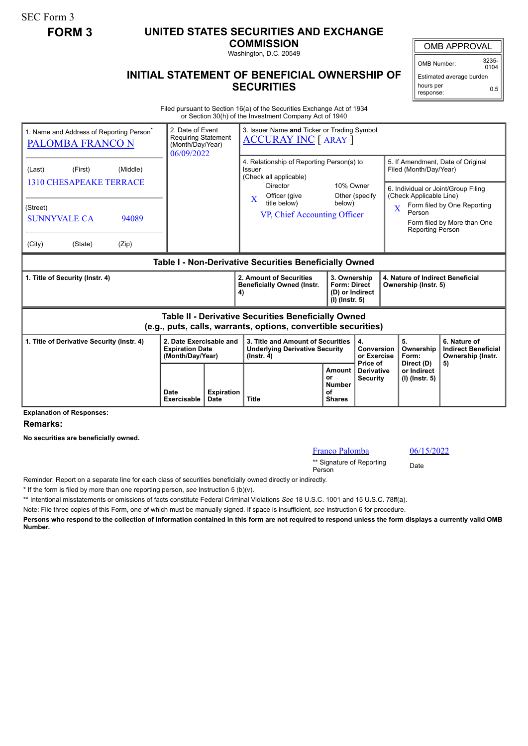SEC Form 3

**FORM 3**

# UNITED STATES SECURITIES AND EXCHANGE COMMISSION

Washington, D.C. 20549

## INITIAL STATEMENT OF BENEFICIAL OWNERSHIP OF SECURITIES

| OMB APPROVAL | |
|---|---|
| OMB Number: | 3235-0104 |
| Estimated average burden hours per response: | 0.5 |

Filed pursuant to Section 16(a) of the Securities Exchange Act of 1934 or Section 30(h) of the Investment Company Act of 1940

| 1. Name and Address of Reporting Person* | 2. Date of Event Requiring Statement (Month/Day/Year) | 3. Issuer Name and Ticker or Trading Symbol |
|---|---|---|
| PALOMBA FRANCO N | 06/09/2022 | ACCURAY INC [ ARAY ] |
| (Last) (First) (Middle) 1310 CHESAPEAKE TERRACE | | 4. Relationship of Reporting Person(s) to Issuer (Check all applicable): Director; 10% Owner; X Officer (give title below); Other (specify below). VP, Chief Accounting Officer |
| (Street) SUNNYVALE CA 94089 | | 5. If Amendment, Date of Original Filed (Month/Day/Year) |
| (City) (State) (Zip) | | 6. Individual or Joint/Group Filing (Check Applicable Line): X Form filed by One Reporting Person; Form filed by More than One Reporting Person |

### Table I - Non-Derivative Securities Beneficially Owned

| 1. Title of Security (Instr. 4) | 2. Amount of Securities Beneficially Owned (Instr. 4) | 3. Ownership Form: Direct (D) or Indirect (I) (Instr. 5) | 4. Nature of Indirect Beneficial Ownership (Instr. 5) |
|---|---|---|---|

### Table II - Derivative Securities Beneficially Owned (e.g., puts, calls, warrants, options, convertible securities)

| 1. Title of Derivative Security (Instr. 4) | 2. Date Exercisable and Expiration Date (Month/Day/Year) | | 3. Title and Amount of Securities Underlying Derivative Security (Instr. 4) | | 4. Conversion or Exercise Price of Derivative Security | 5. Ownership Form: Direct (D) or Indirect (I) (Instr. 5) | 6. Nature of Indirect Beneficial Ownership (Instr. 5) |
|---|---|---|---|---|---|---|---|
| | Date Exercisable | Expiration Date | Title | Amount or Number of Shares | | | |

**Explanation of Responses:**

**Remarks:**

**No securities are beneficially owned.**

| Franco Palomba | 06/15/2022 |
|---|---|
| ** Signature of Reporting Person | Date |

Reminder: Report on a separate line for each class of securities beneficially owned directly or indirectly.

\* If the form is filed by more than one reporting person, *see* Instruction 5 (b)(v).

** Intentional misstatements or omissions of facts constitute Federal Criminal Violations *See* 18 U.S.C. 1001 and 15 U.S.C. 78ff(a).

Note: File three copies of this Form, one of which must be manually signed. If space is insufficient, *see* Instruction 6 for procedure.

**Persons who respond to the collection of information contained in this form are not required to respond unless the form displays a currently valid OMB Number.**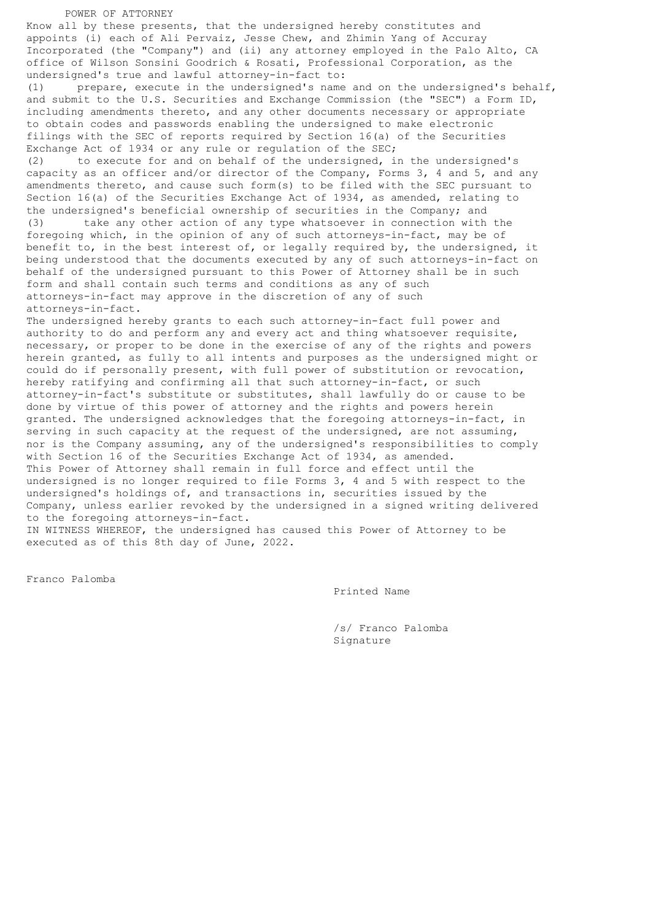# POWER OF ATTORNEY

Know all by these presents, that the undersigned hereby constitutes and appoints (i) each of Ali Pervaiz, Jesse Chew, and Zhimin Yang of Accuray Incorporated (the "Company") and (ii) any attorney employed in the Palo Alto, CA office of Wilson Sonsini Goodrich & Rosati, Professional Corporation, as the undersigned's true and lawful attorney-in-fact to:

(1) prepare, execute in the undersigned's name and on the undersigned's behalf, and submit to the U.S. Securities and Exchange Commission (the "SEC") a Form ID, including amendments thereto, and any other documents necessary or appropriate to obtain codes and passwords enabling the undersigned to make electronic filings with the SEC of reports required by Section 16(a) of the Securities Exchange Act of 1934 or any rule or regulation of the SEC;

(2) to execute for and on behalf of the undersigned, in the undersigned's capacity as an officer and/or director of the Company, Forms 3, 4 and 5, and any amendments thereto, and cause such form(s) to be filed with the SEC pursuant to Section 16(a) of the Securities Exchange Act of 1934, as amended, relating to the undersigned's beneficial ownership of securities in the Company; and

(3) take any other action of any type whatsoever in connection with the foregoing which, in the opinion of any of such attorneys-in-fact, may be of benefit to, in the best interest of, or legally required by, the undersigned, it being understood that the documents executed by any of such attorneys-in-fact on behalf of the undersigned pursuant to this Power of Attorney shall be in such form and shall contain such terms and conditions as any of such attorneys-in-fact may approve in the discretion of any of such attorneys-in-fact.

The undersigned hereby grants to each such attorney-in-fact full power and authority to do and perform any and every act and thing whatsoever requisite, necessary, or proper to be done in the exercise of any of the rights and powers herein granted, as fully to all intents and purposes as the undersigned might or could do if personally present, with full power of substitution or revocation, hereby ratifying and confirming all that such attorney-in-fact, or such attorney-in-fact's substitute or substitutes, shall lawfully do or cause to be done by virtue of this power of attorney and the rights and powers herein granted. The undersigned acknowledges that the foregoing attorneys-in-fact, in serving in such capacity at the request of the undersigned, are not assuming, nor is the Company assuming, any of the undersigned's responsibilities to comply with Section 16 of the Securities Exchange Act of 1934, as amended.

This Power of Attorney shall remain in full force and effect until the undersigned is no longer required to file Forms 3, 4 and 5 with respect to the undersigned's holdings of, and transactions in, securities issued by the Company, unless earlier revoked by the undersigned in a signed writing delivered to the foregoing attorneys-in-fact.

IN WITNESS WHEREOF, the undersigned has caused this Power of Attorney to be executed as of this 8th day of June, 2022.

Franco Palomba

Printed Name

/s/ Franco Palomba

Signature